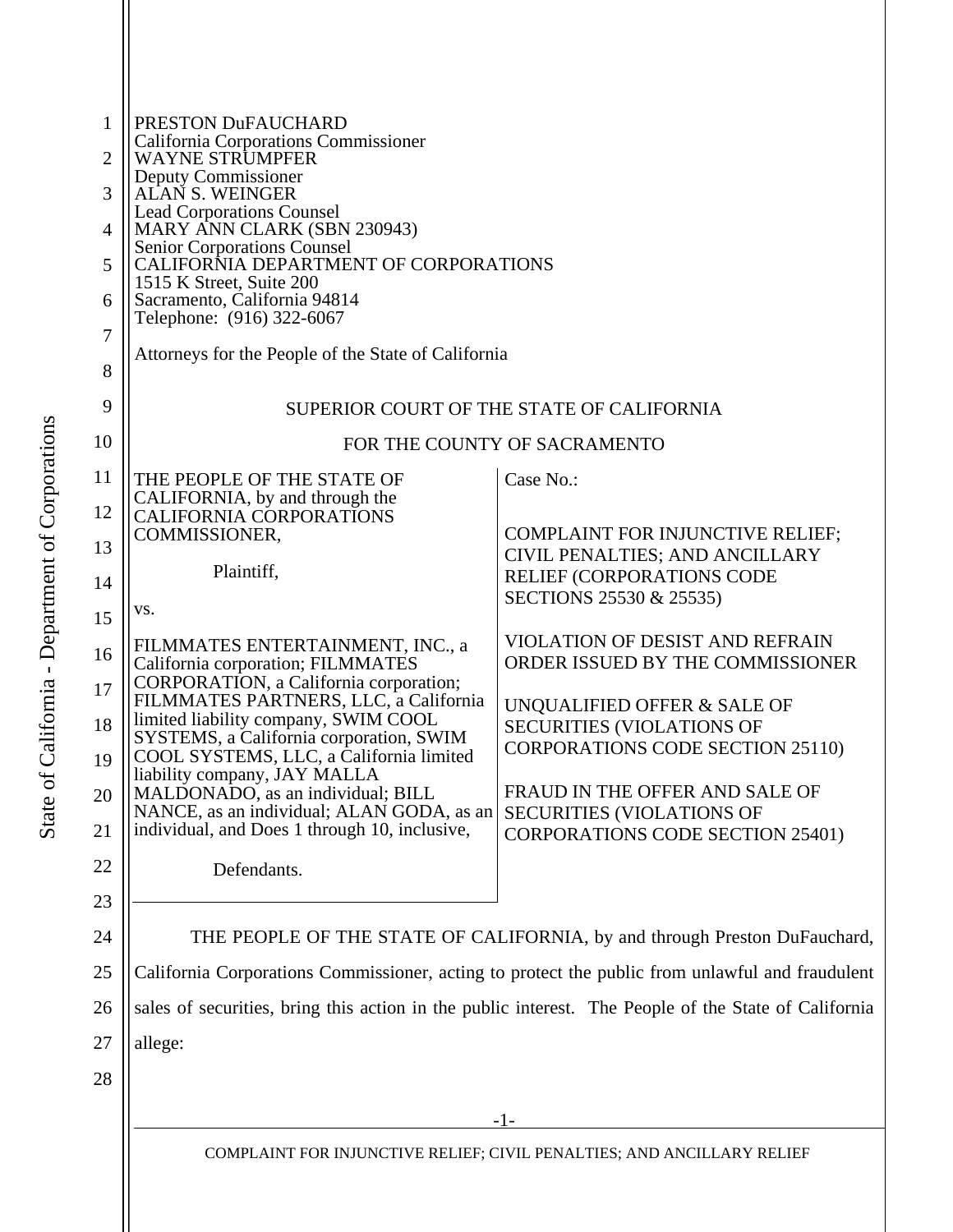PRESTON DuFAUCHARD
California Corporations Commissioner
WAYNE STRUMPFER
Deputy Commissioner
ALAN S. WEINGER
Lead Corporations Counsel
MARY ANN CLARK (SBN 230943)
Senior Corporations Counsel
CALIFORNIA DEPARTMENT OF CORPORATIONS
1515 K Street, Suite 200
Sacramento, California 94814
Telephone: (916) 322-6067

Attorneys for the People of the State of California

SUPERIOR COURT OF THE STATE OF CALIFORNIA

FOR THE COUNTY OF SACRAMENTO

| | |
|---|---|
| THE PEOPLE OF THE STATE OF CALIFORNIA, by and through the CALIFORNIA CORPORATIONS COMMISSIONER,<br><br>Plaintiff,<br><br>vs.<br><br>FILMMATES ENTERTAINMENT, INC., a California corporation; FILMMATES CORPORATION, a California corporation; FILMMATES PARTNERS, LLC, a California limited liability company, SWIM COOL SYSTEMS, a California corporation, SWIM COOL SYSTEMS, LLC, a California limited liability company, JAY MALLA MALDONADO, as an individual; BILL NANCE, as an individual; ALAN GODA, as an individual, and Does 1 through 10, inclusive,<br><br>Defendants. | Case No.:<br><br>COMPLAINT FOR INJUNCTIVE RELIEF; CIVIL PENALTIES; AND ANCILLARY RELIEF (CORPORATIONS CODE SECTIONS 25530 & 25535)<br><br>VIOLATION OF DESIST AND REFRAIN ORDER ISSUED BY THE COMMISSIONER<br><br>UNQUALIFIED OFFER & SALE OF SECURITIES (VIOLATIONS OF CORPORATIONS CODE SECTION 25110)<br><br>FRAUD IN THE OFFER AND SALE OF SECURITIES (VIOLATIONS OF CORPORATIONS CODE SECTION 25401) |

THE PEOPLE OF THE STATE OF CALIFORNIA, by and through Preston DuFauchard, California Corporations Commissioner, acting to protect the public from unlawful and fraudulent sales of securities, bring this action in the public interest. The People of the State of California allege: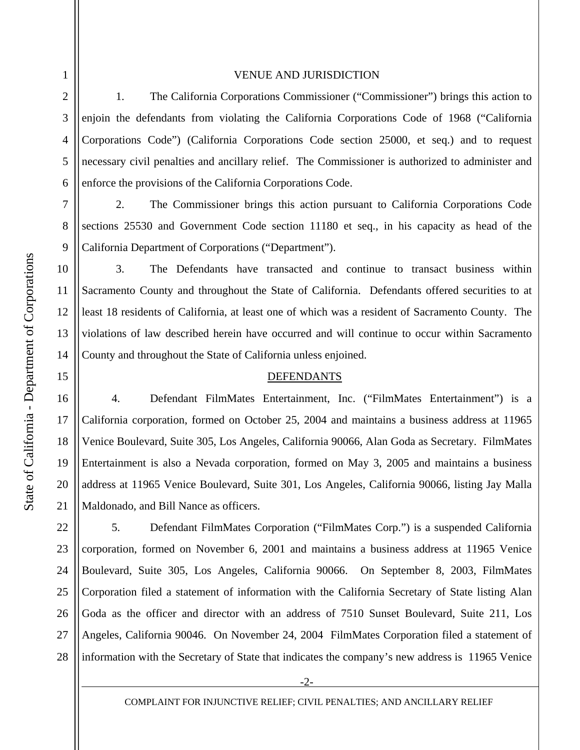## VENUE AND JURISDICTION

1. The California Corporations Commissioner ("Commissioner") brings this action to enjoin the defendants from violating the California Corporations Code of 1968 ("California Corporations Code") (California Corporations Code section 25000, et seq.) and to request necessary civil penalties and ancillary relief. The Commissioner is authorized to administer and enforce the provisions of the California Corporations Code.

2. The Commissioner brings this action pursuant to California Corporations Code sections 25530 and Government Code section 11180 et seq., in his capacity as head of the California Department of Corporations ("Department").

3. The Defendants have transacted and continue to transact business within Sacramento County and throughout the State of California. Defendants offered securities to at least 18 residents of California, at least one of which was a resident of Sacramento County. The violations of law described herein have occurred and will continue to occur within Sacramento County and throughout the State of California unless enjoined.

## DEFENDANTS

4. Defendant FilmMates Entertainment, Inc. ("FilmMates Entertainment") is a California corporation, formed on October 25, 2004 and maintains a business address at 11965 Venice Boulevard, Suite 305, Los Angeles, California 90066, Alan Goda as Secretary. FilmMates Entertainment is also a Nevada corporation, formed on May 3, 2005 and maintains a business address at 11965 Venice Boulevard, Suite 301, Los Angeles, California 90066, listing Jay Malla Maldonado, and Bill Nance as officers.

5. Defendant FilmMates Corporation ("FilmMates Corp.") is a suspended California corporation, formed on November 6, 2001 and maintains a business address at 11965 Venice Boulevard, Suite 305, Los Angeles, California 90066. On September 8, 2003, FilmMates Corporation filed a statement of information with the California Secretary of State listing Alan Goda as the officer and director with an address of 7510 Sunset Boulevard, Suite 211, Los Angeles, California 90046. On November 24, 2004 FilmMates Corporation filed a statement of information with the Secretary of State that indicates the company's new address is 11965 Venice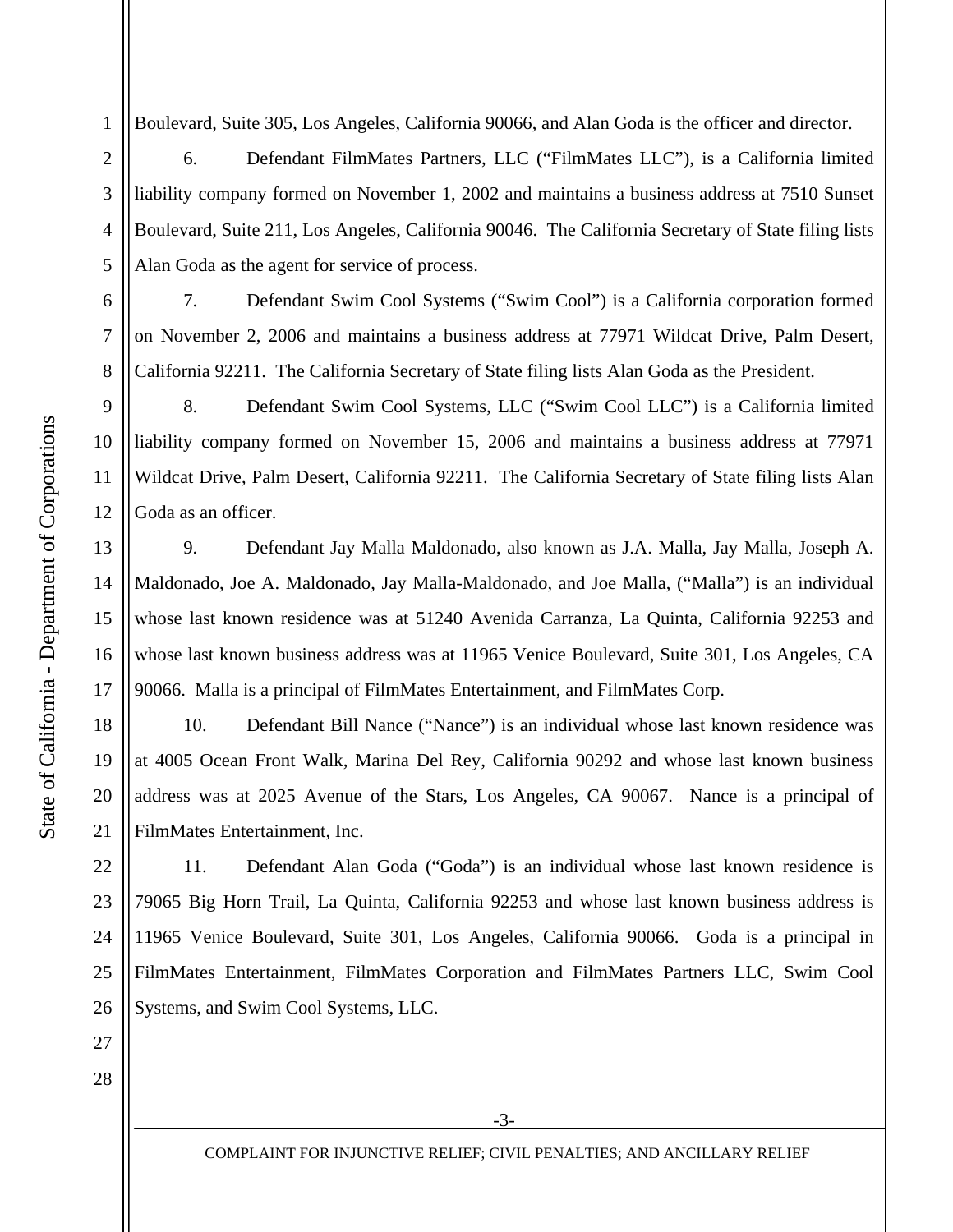Boulevard, Suite 305, Los Angeles, California 90066, and Alan Goda is the officer and director.

6. Defendant FilmMates Partners, LLC ("FilmMates LLC"), is a California limited liability company formed on November 1, 2002 and maintains a business address at 7510 Sunset Boulevard, Suite 211, Los Angeles, California 90046. The California Secretary of State filing lists Alan Goda as the agent for service of process.

7. Defendant Swim Cool Systems ("Swim Cool") is a California corporation formed on November 2, 2006 and maintains a business address at 77971 Wildcat Drive, Palm Desert, California 92211. The California Secretary of State filing lists Alan Goda as the President.

8. Defendant Swim Cool Systems, LLC ("Swim Cool LLC") is a California limited liability company formed on November 15, 2006 and maintains a business address at 77971 Wildcat Drive, Palm Desert, California 92211. The California Secretary of State filing lists Alan Goda as an officer.

9. Defendant Jay Malla Maldonado, also known as J.A. Malla, Jay Malla, Joseph A. Maldonado, Joe A. Maldonado, Jay Malla-Maldonado, and Joe Malla, ("Malla") is an individual whose last known residence was at 51240 Avenida Carranza, La Quinta, California 92253 and whose last known business address was at 11965 Venice Boulevard, Suite 301, Los Angeles, CA 90066. Malla is a principal of FilmMates Entertainment, and FilmMates Corp.

10. Defendant Bill Nance ("Nance") is an individual whose last known residence was at 4005 Ocean Front Walk, Marina Del Rey, California 90292 and whose last known business address was at 2025 Avenue of the Stars, Los Angeles, CA 90067. Nance is a principal of FilmMates Entertainment, Inc.

11. Defendant Alan Goda ("Goda") is an individual whose last known residence is 79065 Big Horn Trail, La Quinta, California 92253 and whose last known business address is 11965 Venice Boulevard, Suite 301, Los Angeles, California 90066. Goda is a principal in FilmMates Entertainment, FilmMates Corporation and FilmMates Partners LLC, Swim Cool Systems, and Swim Cool Systems, LLC.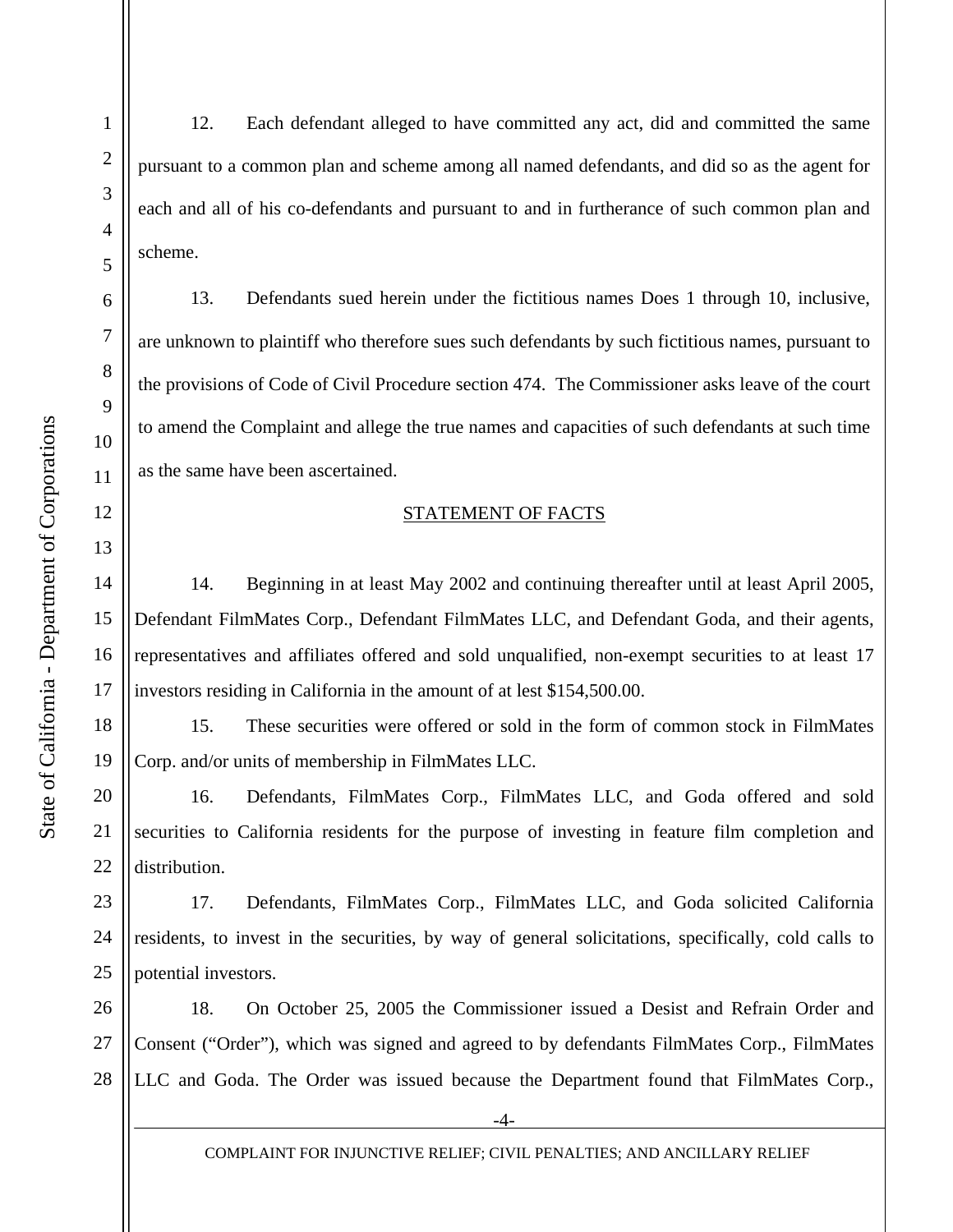12. Each defendant alleged to have committed any act, did and committed the same pursuant to a common plan and scheme among all named defendants, and did so as the agent for each and all of his co-defendants and pursuant to and in furtherance of such common plan and scheme.

13. Defendants sued herein under the fictitious names Does 1 through 10, inclusive, are unknown to plaintiff who therefore sues such defendants by such fictitious names, pursuant to the provisions of Code of Civil Procedure section 474. The Commissioner asks leave of the court to amend the Complaint and allege the true names and capacities of such defendants at such time as the same have been ascertained.

## STATEMENT OF FACTS

14. Beginning in at least May 2002 and continuing thereafter until at least April 2005, Defendant FilmMates Corp., Defendant FilmMates LLC, and Defendant Goda, and their agents, representatives and affiliates offered and sold unqualified, non-exempt securities to at least 17 investors residing in California in the amount of at lest $154,500.00.

15. These securities were offered or sold in the form of common stock in FilmMates Corp. and/or units of membership in FilmMates LLC.

16. Defendants, FilmMates Corp., FilmMates LLC, and Goda offered and sold securities to California residents for the purpose of investing in feature film completion and distribution.

17. Defendants, FilmMates Corp., FilmMates LLC, and Goda solicited California residents, to invest in the securities, by way of general solicitations, specifically, cold calls to potential investors.

18. On October 25, 2005 the Commissioner issued a Desist and Refrain Order and Consent ("Order"), which was signed and agreed to by defendants FilmMates Corp., FilmMates LLC and Goda. The Order was issued because the Department found that FilmMates Corp.,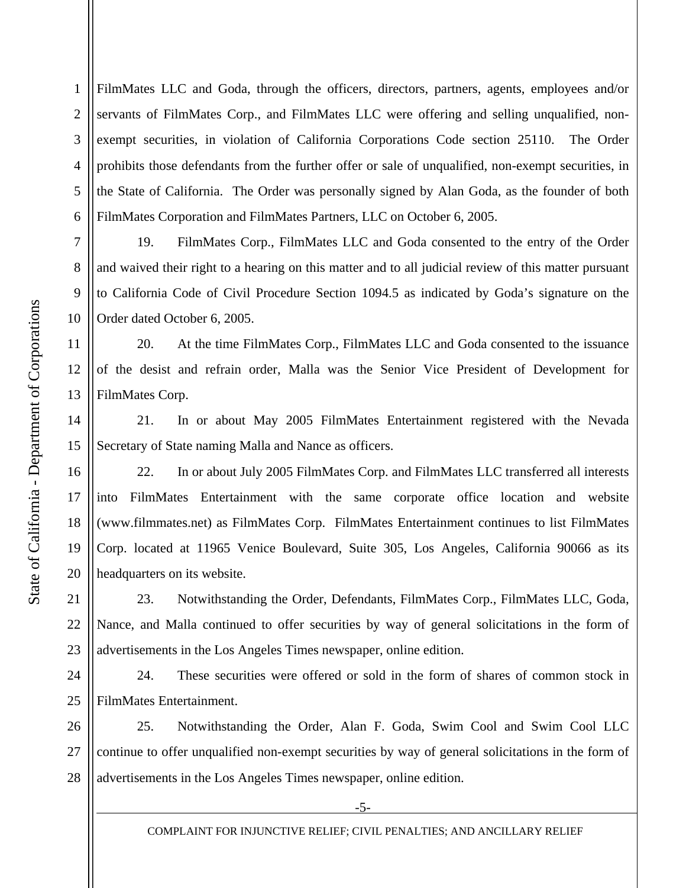FilmMates LLC and Goda, through the officers, directors, partners, agents, employees and/or servants of FilmMates Corp., and FilmMates LLC were offering and selling unqualified, non-exempt securities, in violation of California Corporations Code section 25110. The Order prohibits those defendants from the further offer or sale of unqualified, non-exempt securities, in the State of California. The Order was personally signed by Alan Goda, as the founder of both FilmMates Corporation and FilmMates Partners, LLC on October 6, 2005.

19. FilmMates Corp., FilmMates LLC and Goda consented to the entry of the Order and waived their right to a hearing on this matter and to all judicial review of this matter pursuant to California Code of Civil Procedure Section 1094.5 as indicated by Goda's signature on the Order dated October 6, 2005.

20. At the time FilmMates Corp., FilmMates LLC and Goda consented to the issuance of the desist and refrain order, Malla was the Senior Vice President of Development for FilmMates Corp.

21. In or about May 2005 FilmMates Entertainment registered with the Nevada Secretary of State naming Malla and Nance as officers.

22. In or about July 2005 FilmMates Corp. and FilmMates LLC transferred all interests into FilmMates Entertainment with the same corporate office location and website (www.filmmates.net) as FilmMates Corp. FilmMates Entertainment continues to list FilmMates Corp. located at 11965 Venice Boulevard, Suite 305, Los Angeles, California 90066 as its headquarters on its website.

23. Notwithstanding the Order, Defendants, FilmMates Corp., FilmMates LLC, Goda, Nance, and Malla continued to offer securities by way of general solicitations in the form of advertisements in the Los Angeles Times newspaper, online edition.

24. These securities were offered or sold in the form of shares of common stock in FilmMates Entertainment.

25. Notwithstanding the Order, Alan F. Goda, Swim Cool and Swim Cool LLC continue to offer unqualified non-exempt securities by way of general solicitations in the form of advertisements in the Los Angeles Times newspaper, online edition.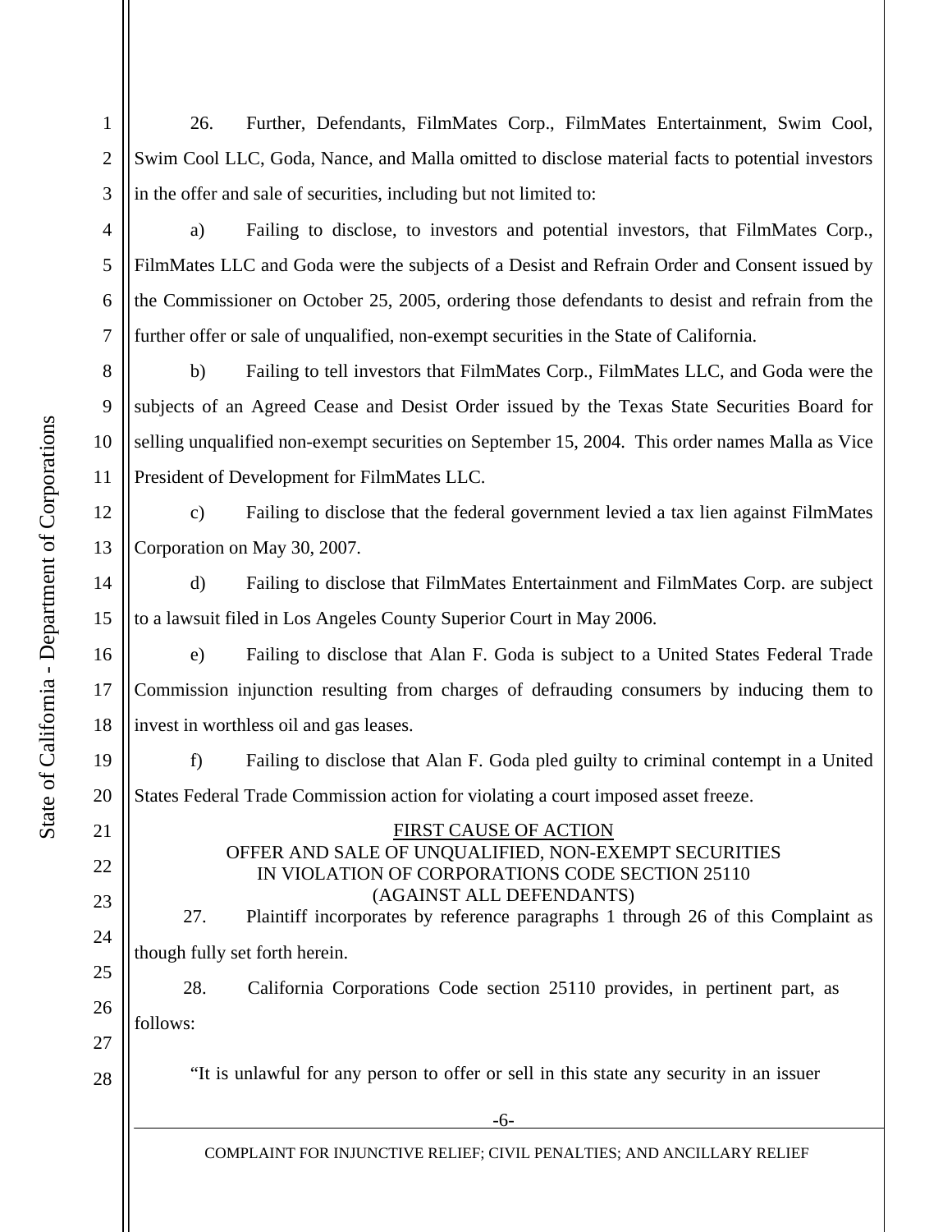26. Further, Defendants, FilmMates Corp., FilmMates Entertainment, Swim Cool, Swim Cool LLC, Goda, Nance, and Malla omitted to disclose material facts to potential investors in the offer and sale of securities, including but not limited to:

a) Failing to disclose, to investors and potential investors, that FilmMates Corp., FilmMates LLC and Goda were the subjects of a Desist and Refrain Order and Consent issued by the Commissioner on October 25, 2005, ordering those defendants to desist and refrain from the further offer or sale of unqualified, non-exempt securities in the State of California.

b) Failing to tell investors that FilmMates Corp., FilmMates LLC, and Goda were the subjects of an Agreed Cease and Desist Order issued by the Texas State Securities Board for selling unqualified non-exempt securities on September 15, 2004. This order names Malla as Vice President of Development for FilmMates LLC.

c) Failing to disclose that the federal government levied a tax lien against FilmMates Corporation on May 30, 2007.

d) Failing to disclose that FilmMates Entertainment and FilmMates Corp. are subject to a lawsuit filed in Los Angeles County Superior Court in May 2006.

e) Failing to disclose that Alan F. Goda is subject to a United States Federal Trade Commission injunction resulting from charges of defrauding consumers by inducing them to invest in worthless oil and gas leases.

f) Failing to disclose that Alan F. Goda pled guilty to criminal contempt in a United States Federal Trade Commission action for violating a court imposed asset freeze.

## FIRST CAUSE OF ACTION
## OFFER AND SALE OF UNQUALIFIED, NON-EXEMPT SECURITIES IN VIOLATION OF CORPORATIONS CODE SECTION 25110 (AGAINST ALL DEFENDANTS)

27. Plaintiff incorporates by reference paragraphs 1 through 26 of this Complaint as though fully set forth herein.

28. California Corporations Code section 25110 provides, in pertinent part, as follows:

"It is unlawful for any person to offer or sell in this state any security in an issuer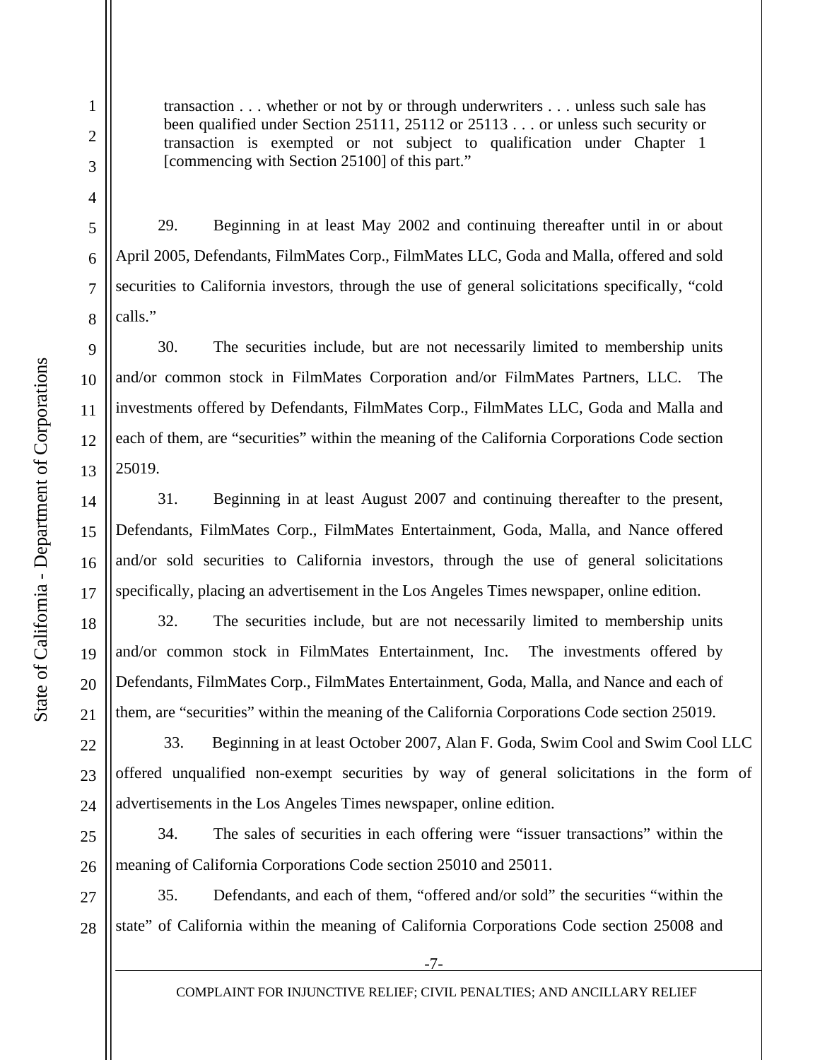> transaction . . . whether or not by or through underwriters . . . unless such sale has been qualified under Section 25111, 25112 or 25113 . . . or unless such security or transaction is exempted or not subject to qualification under Chapter 1 [commencing with Section 25100] of this part."

29. Beginning in at least May 2002 and continuing thereafter until in or about April 2005, Defendants, FilmMates Corp., FilmMates LLC, Goda and Malla, offered and sold securities to California investors, through the use of general solicitations specifically, "cold calls."

30. The securities include, but are not necessarily limited to membership units and/or common stock in FilmMates Corporation and/or FilmMates Partners, LLC. The investments offered by Defendants, FilmMates Corp., FilmMates LLC, Goda and Malla and each of them, are "securities" within the meaning of the California Corporations Code section 25019.

31. Beginning in at least August 2007 and continuing thereafter to the present, Defendants, FilmMates Corp., FilmMates Entertainment, Goda, Malla, and Nance offered and/or sold securities to California investors, through the use of general solicitations specifically, placing an advertisement in the Los Angeles Times newspaper, online edition.

32. The securities include, but are not necessarily limited to membership units and/or common stock in FilmMates Entertainment, Inc. The investments offered by Defendants, FilmMates Corp., FilmMates Entertainment, Goda, Malla, and Nance and each of them, are "securities" within the meaning of the California Corporations Code section 25019.

33. Beginning in at least October 2007, Alan F. Goda, Swim Cool and Swim Cool LLC offered unqualified non-exempt securities by way of general solicitations in the form of advertisements in the Los Angeles Times newspaper, online edition.

34. The sales of securities in each offering were "issuer transactions" within the meaning of California Corporations Code section 25010 and 25011.

35. Defendants, and each of them, "offered and/or sold" the securities "within the state" of California within the meaning of California Corporations Code section 25008 and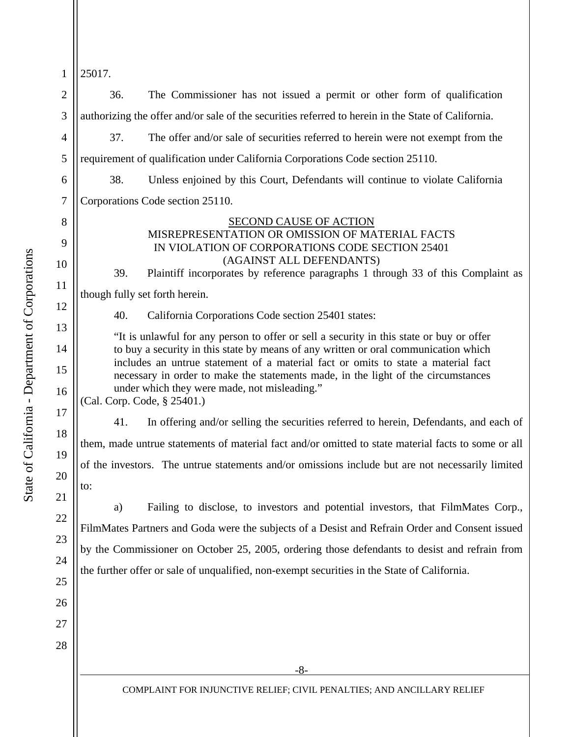25017.

36. The Commissioner has not issued a permit or other form of qualification authorizing the offer and/or sale of the securities referred to herein in the State of California.

37. The offer and/or sale of securities referred to herein were not exempt from the requirement of qualification under California Corporations Code section 25110.

38. Unless enjoined by this Court, Defendants will continue to violate California Corporations Code section 25110.

SECOND CAUSE OF ACTION
MISREPRESENTATION OR OMISSION OF MATERIAL FACTS
IN VIOLATION OF CORPORATIONS CODE SECTION 25401
(AGAINST ALL DEFENDANTS)

39. Plaintiff incorporates by reference paragraphs 1 through 33 of this Complaint as though fully set forth herein.

40. California Corporations Code section 25401 states:

> "It is unlawful for any person to offer or sell a security in this state or buy or offer to buy a security in this state by means of any written or oral communication which includes an untrue statement of a material fact or omits to state a material fact necessary in order to make the statements made, in the light of the circumstances under which they were made, not misleading."

(Cal. Corp. Code, § 25401.)

41. In offering and/or selling the securities referred to herein, Defendants, and each of them, made untrue statements of material fact and/or omitted to state material facts to some or all of the investors. The untrue statements and/or omissions include but are not necessarily limited to:

a) Failing to disclose, to investors and potential investors, that FilmMates Corp., FilmMates Partners and Goda were the subjects of a Desist and Refrain Order and Consent issued by the Commissioner on October 25, 2005, ordering those defendants to desist and refrain from the further offer or sale of unqualified, non-exempt securities in the State of California.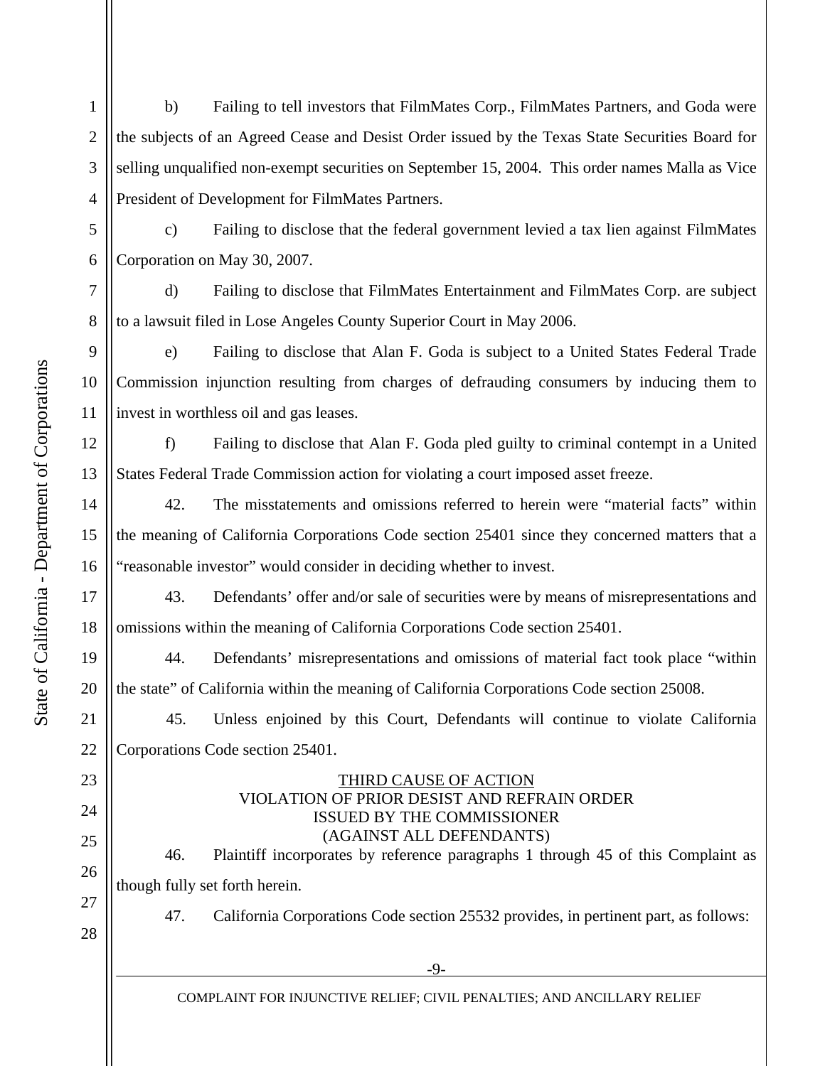b) Failing to tell investors that FilmMates Corp., FilmMates Partners, and Goda were the subjects of an Agreed Cease and Desist Order issued by the Texas State Securities Board for selling unqualified non-exempt securities on September 15, 2004. This order names Malla as Vice President of Development for FilmMates Partners.

c) Failing to disclose that the federal government levied a tax lien against FilmMates Corporation on May 30, 2007.

d) Failing to disclose that FilmMates Entertainment and FilmMates Corp. are subject to a lawsuit filed in Lose Angeles County Superior Court in May 2006.

e) Failing to disclose that Alan F. Goda is subject to a United States Federal Trade Commission injunction resulting from charges of defrauding consumers by inducing them to invest in worthless oil and gas leases.

f) Failing to disclose that Alan F. Goda pled guilty to criminal contempt in a United States Federal Trade Commission action for violating a court imposed asset freeze.

42. The misstatements and omissions referred to herein were "material facts" within the meaning of California Corporations Code section 25401 since they concerned matters that a "reasonable investor" would consider in deciding whether to invest.

43. Defendants' offer and/or sale of securities were by means of misrepresentations and omissions within the meaning of California Corporations Code section 25401.

44. Defendants' misrepresentations and omissions of material fact took place "within the state" of California within the meaning of California Corporations Code section 25008.

45. Unless enjoined by this Court, Defendants will continue to violate California Corporations Code section 25401.

## THIRD CAUSE OF ACTION
## VIOLATION OF PRIOR DESIST AND REFRAIN ORDER ISSUED BY THE COMMISSIONER (AGAINST ALL DEFENDANTS)

46. Plaintiff incorporates by reference paragraphs 1 through 45 of this Complaint as though fully set forth herein.

47. California Corporations Code section 25532 provides, in pertinent part, as follows: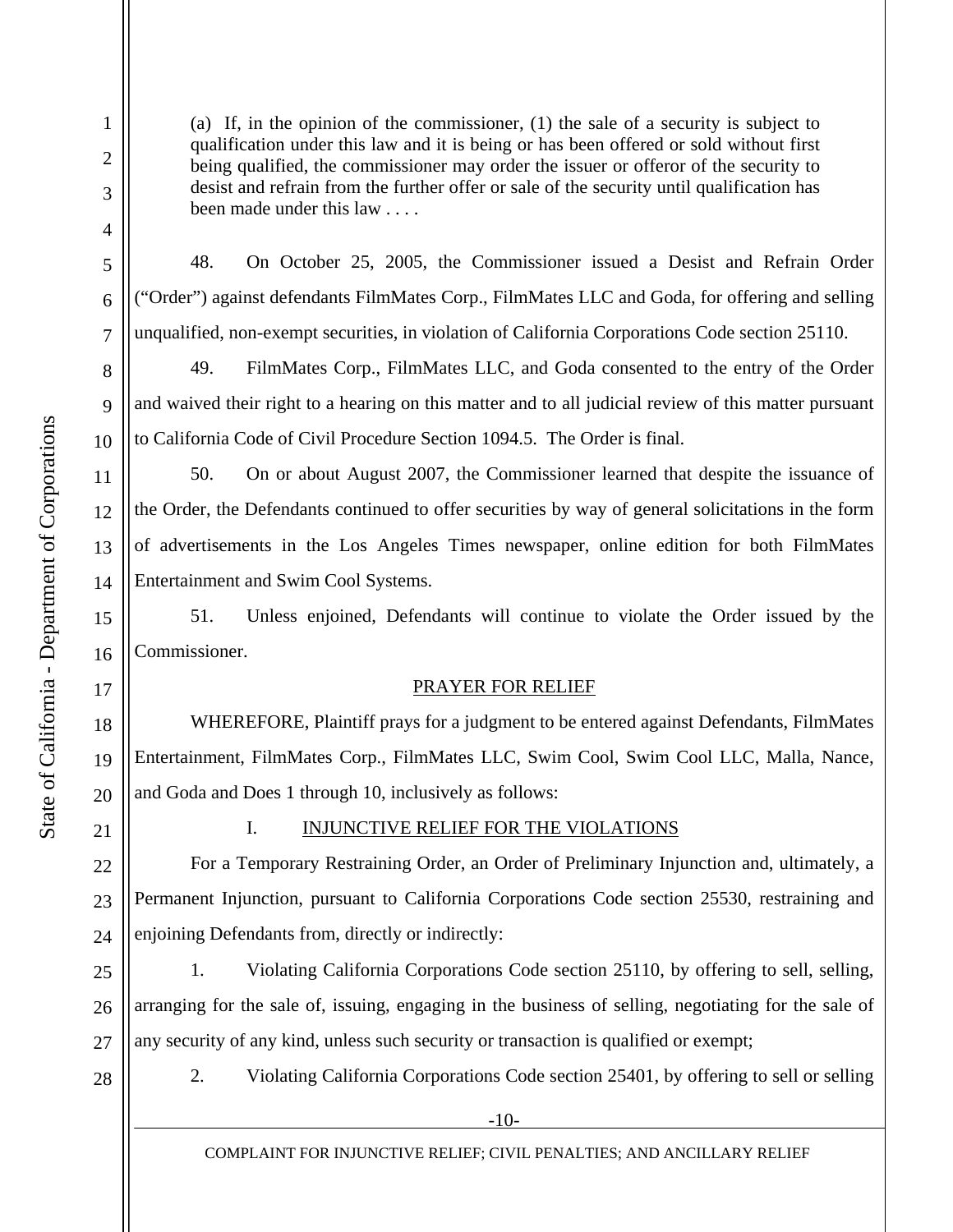> (a) If, in the opinion of the commissioner, (1) the sale of a security is subject to qualification under this law and it is being or has been offered or sold without first being qualified, the commissioner may order the issuer or offeror of the security to desist and refrain from the further offer or sale of the security until qualification has been made under this law . . . .

48. On October 25, 2005, the Commissioner issued a Desist and Refrain Order ("Order") against defendants FilmMates Corp., FilmMates LLC and Goda, for offering and selling unqualified, non-exempt securities, in violation of California Corporations Code section 25110.

49. FilmMates Corp., FilmMates LLC, and Goda consented to the entry of the Order and waived their right to a hearing on this matter and to all judicial review of this matter pursuant to California Code of Civil Procedure Section 1094.5. The Order is final.

50. On or about August 2007, the Commissioner learned that despite the issuance of the Order, the Defendants continued to offer securities by way of general solicitations in the form of advertisements in the Los Angeles Times newspaper, online edition for both FilmMates Entertainment and Swim Cool Systems.

51. Unless enjoined, Defendants will continue to violate the Order issued by the Commissioner.

## PRAYER FOR RELIEF

WHEREFORE, Plaintiff prays for a judgment to be entered against Defendants, FilmMates Entertainment, FilmMates Corp., FilmMates LLC, Swim Cool, Swim Cool LLC, Malla, Nance, and Goda and Does 1 through 10, inclusively as follows:

### I. INJUNCTIVE RELIEF FOR THE VIOLATIONS

For a Temporary Restraining Order, an Order of Preliminary Injunction and, ultimately, a Permanent Injunction, pursuant to California Corporations Code section 25530, restraining and enjoining Defendants from, directly or indirectly:

1. Violating California Corporations Code section 25110, by offering to sell, selling, arranging for the sale of, issuing, engaging in the business of selling, negotiating for the sale of any security of any kind, unless such security or transaction is qualified or exempt;

2. Violating California Corporations Code section 25401, by offering to sell or selling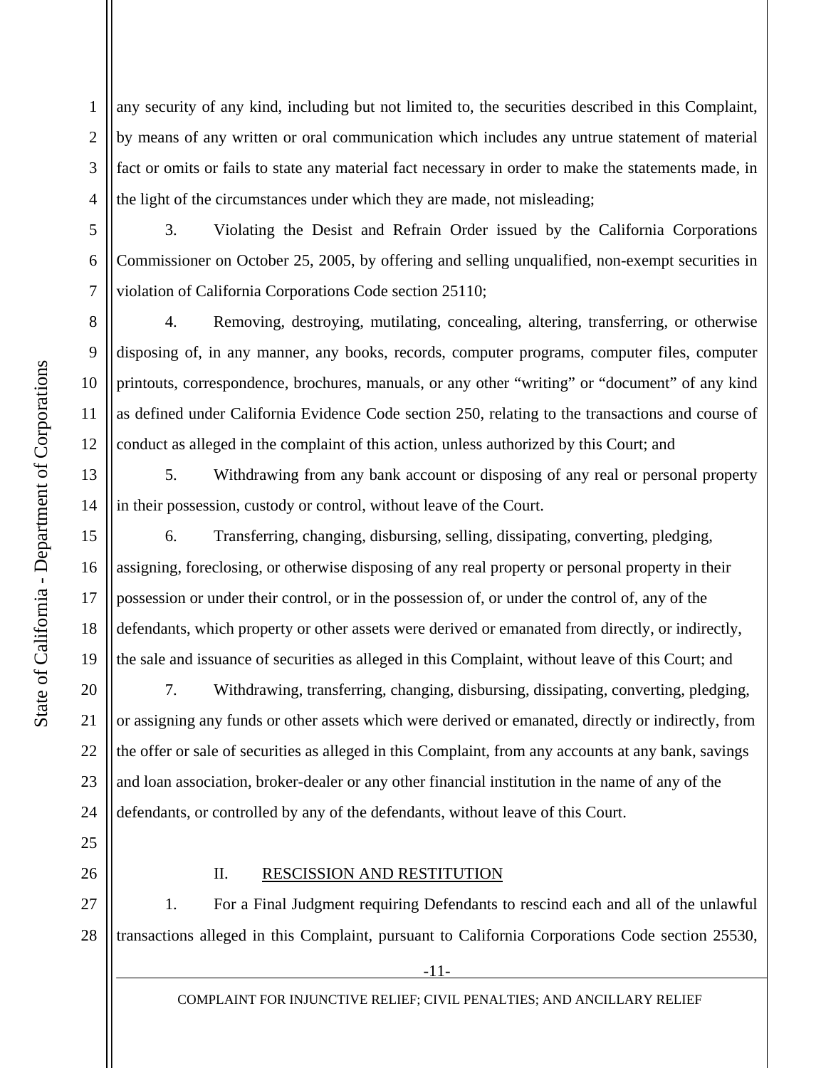any security of any kind, including but not limited to, the securities described in this Complaint, by means of any written or oral communication which includes any untrue statement of material fact or omits or fails to state any material fact necessary in order to make the statements made, in the light of the circumstances under which they are made, not misleading;

3. Violating the Desist and Refrain Order issued by the California Corporations Commissioner on October 25, 2005, by offering and selling unqualified, non-exempt securities in violation of California Corporations Code section 25110;

4. Removing, destroying, mutilating, concealing, altering, transferring, or otherwise disposing of, in any manner, any books, records, computer programs, computer files, computer printouts, correspondence, brochures, manuals, or any other "writing" or "document" of any kind as defined under California Evidence Code section 250, relating to the transactions and course of conduct as alleged in the complaint of this action, unless authorized by this Court; and

5. Withdrawing from any bank account or disposing of any real or personal property in their possession, custody or control, without leave of the Court.

6. Transferring, changing, disbursing, selling, dissipating, converting, pledging, assigning, foreclosing, or otherwise disposing of any real property or personal property in their possession or under their control, or in the possession of, or under the control of, any of the defendants, which property or other assets were derived or emanated from directly, or indirectly, the sale and issuance of securities as alleged in this Complaint, without leave of this Court; and

7. Withdrawing, transferring, changing, disbursing, dissipating, converting, pledging, or assigning any funds or other assets which were derived or emanated, directly or indirectly, from the offer or sale of securities as alleged in this Complaint, from any accounts at any bank, savings and loan association, broker-dealer or any other financial institution in the name of any of the defendants, or controlled by any of the defendants, without leave of this Court.

## II. RESCISSION AND RESTITUTION

1. For a Final Judgment requiring Defendants to rescind each and all of the unlawful transactions alleged in this Complaint, pursuant to California Corporations Code section 25530,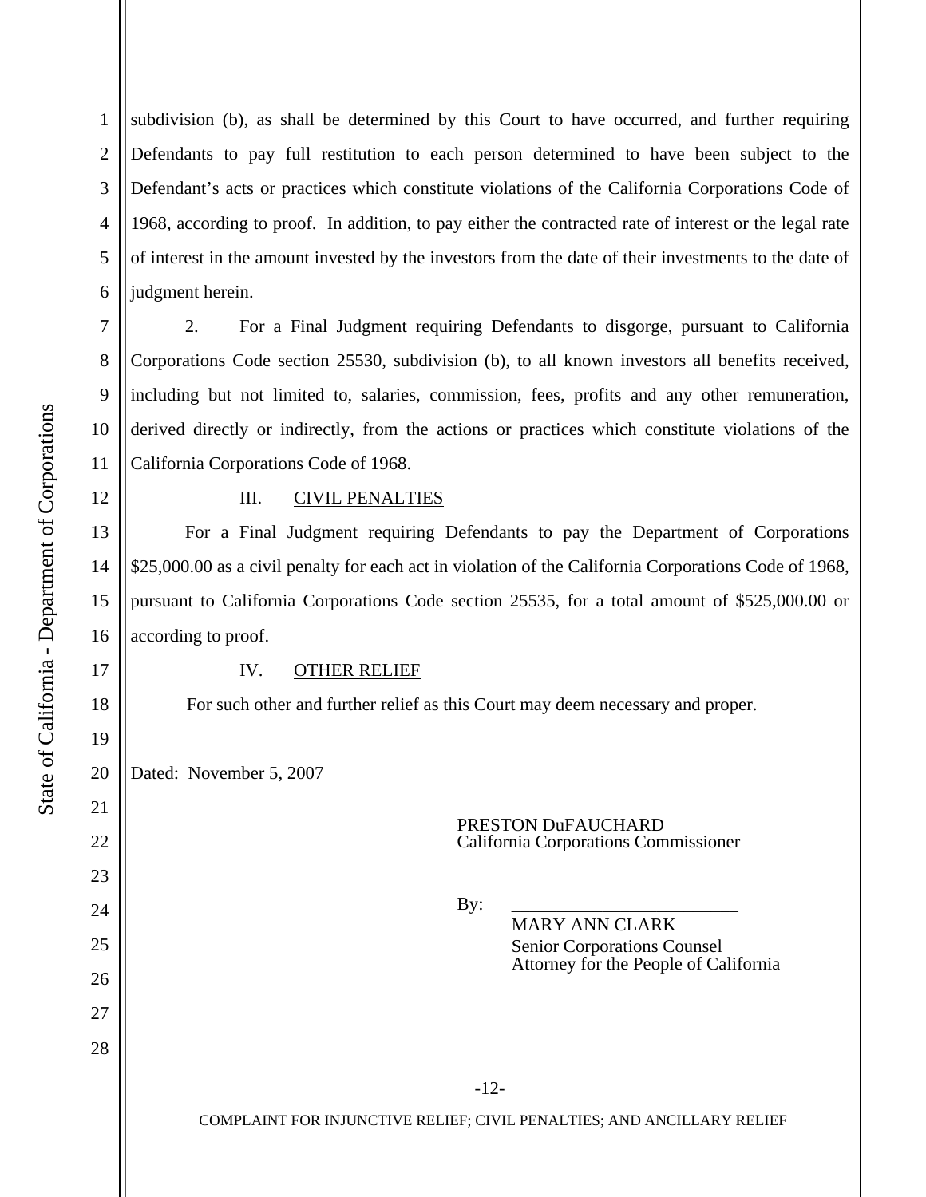subdivision (b), as shall be determined by this Court to have occurred, and further requiring Defendants to pay full restitution to each person determined to have been subject to the Defendant's acts or practices which constitute violations of the California Corporations Code of 1968, according to proof. In addition, to pay either the contracted rate of interest or the legal rate of interest in the amount invested by the investors from the date of their investments to the date of judgment herein.

2. For a Final Judgment requiring Defendants to disgorge, pursuant to California Corporations Code section 25530, subdivision (b), to all known investors all benefits received, including but not limited to, salaries, commission, fees, profits and any other remuneration, derived directly or indirectly, from the actions or practices which constitute violations of the California Corporations Code of 1968.

## III. CIVIL PENALTIES

For a Final Judgment requiring Defendants to pay the Department of Corporations $25,000.00 as a civil penalty for each act in violation of the California Corporations Code of 1968, pursuant to California Corporations Code section 25535, for a total amount of $525,000.00 or according to proof.

## IV. OTHER RELIEF

For such other and further relief as this Court may deem necessary and proper.

Dated: November 5, 2007

PRESTON DuFAUCHARD
California Corporations Commissioner

By: \_\_\_\_\_\_\_\_\_\_\_\_\_\_\_\_\_\_\_\_\_\_\_\_\_
MARY ANN CLARK
Senior Corporations Counsel
Attorney for the People of California